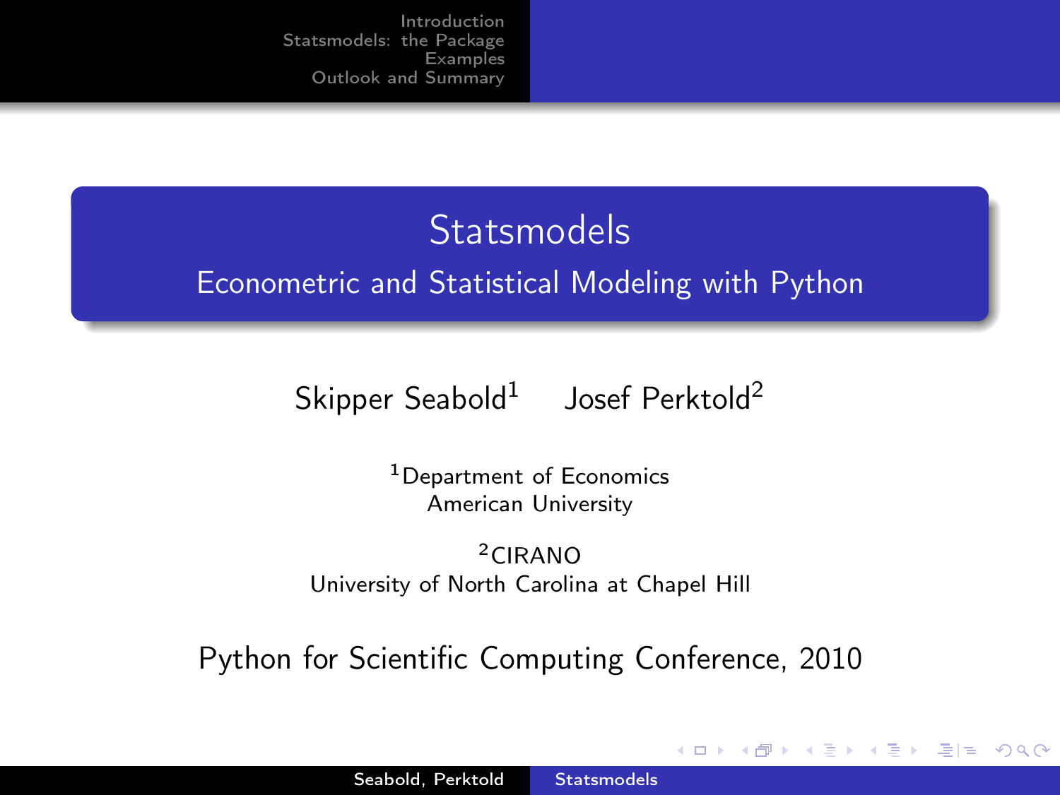# Statsmodels

## Econometric and Statistical Modeling with Python

Skipper Seabold[1] Josef Perktold[2]

[1]Department of Economics
American University

[2]CIRANO
University of North Carolina at Chapel Hill

Python for Scientific Computing Conference, 2010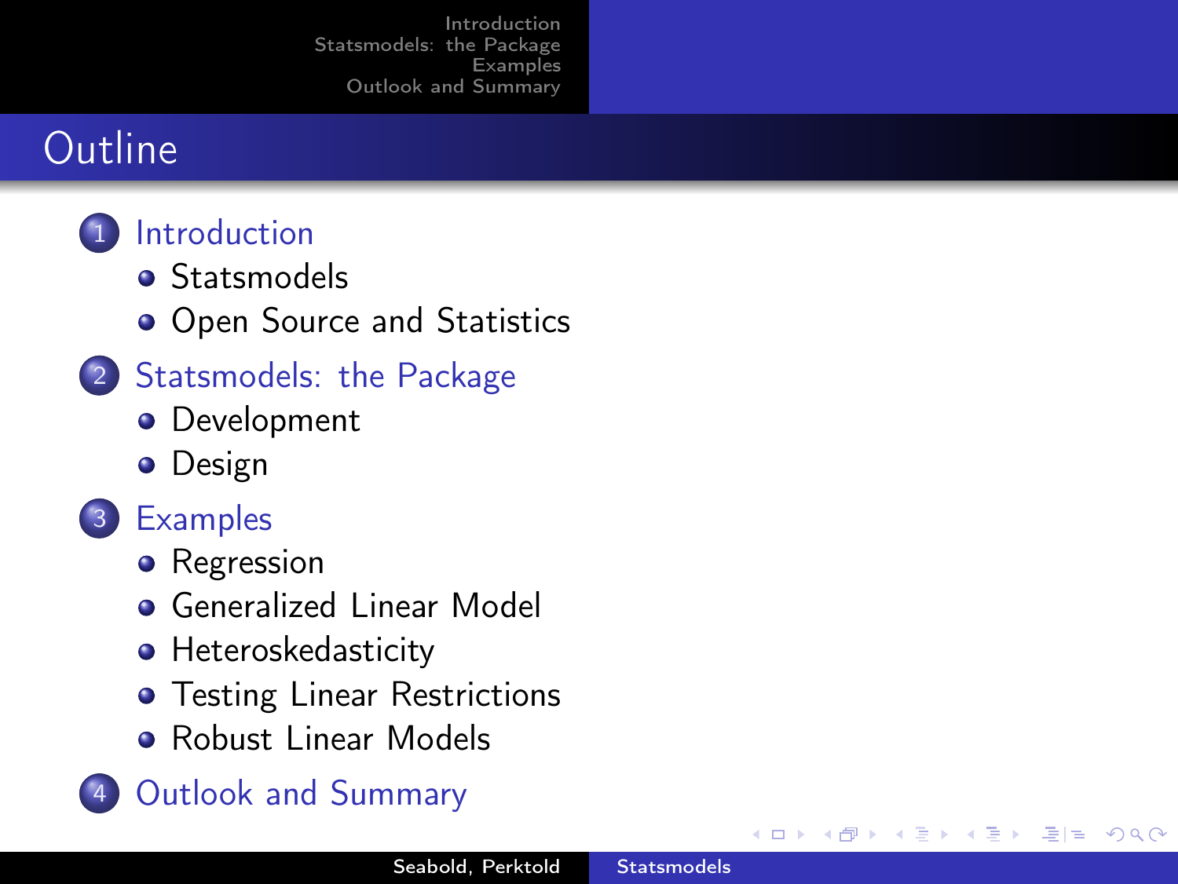# Outline

1. Introduction
   - Statsmodels
   - Open Source and Statistics
2. Statsmodels: the Package
   - Development
   - Design
3. Examples
   - Regression
   - Generalized Linear Model
   - Heteroskedasticity
   - Testing Linear Restrictions
   - Robust Linear Models
4. Outlook and Summary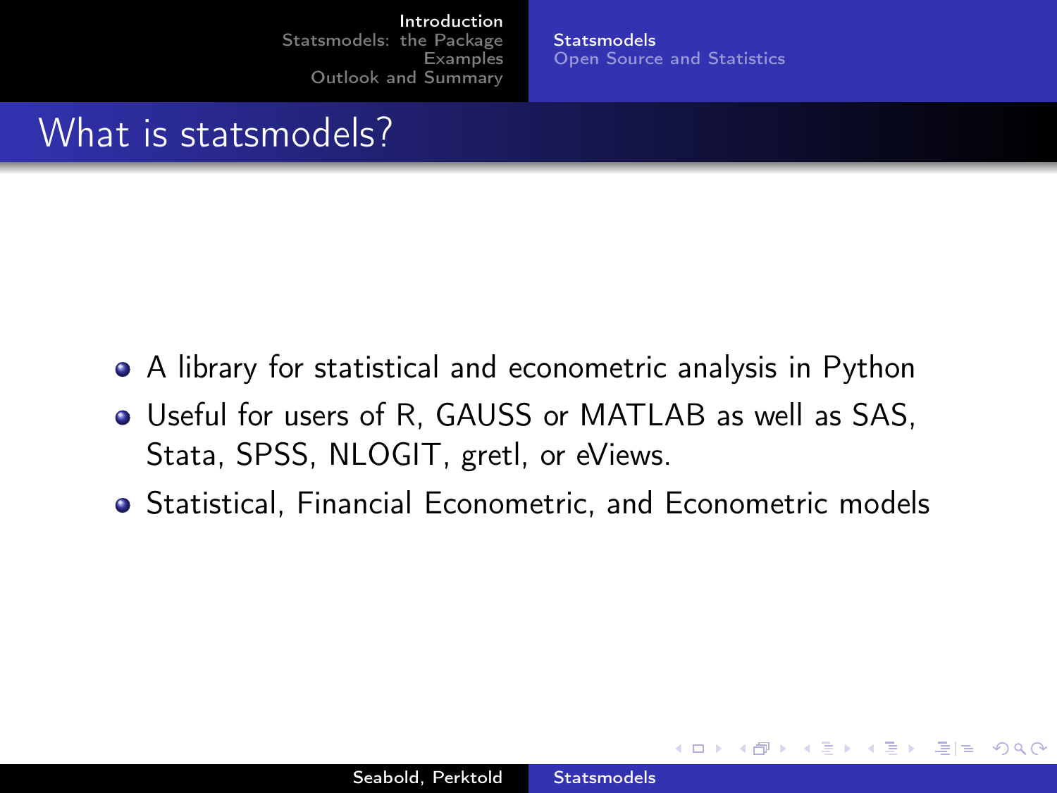# What is statsmodels?

- A library for statistical and econometric analysis in Python
- Useful for users of R, GAUSS or MATLAB as well as SAS, Stata, SPSS, NLOGIT, gretl, or eViews.
- Statistical, Financial Econometric, and Econometric models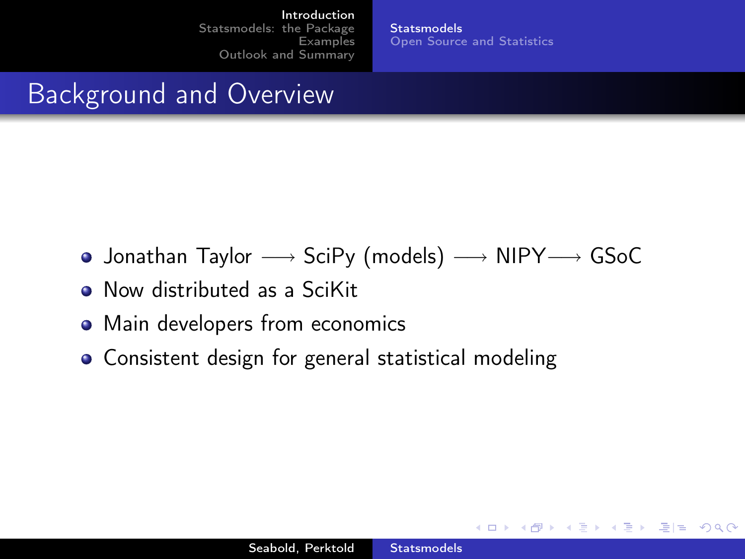## Background and Overview

- Jonathan Taylor $\longrightarrow$ SciPy (models) $\longrightarrow$ NIPY$\longrightarrow$ GSoC
- Now distributed as a SciKit
- Main developers from economics
- Consistent design for general statistical modeling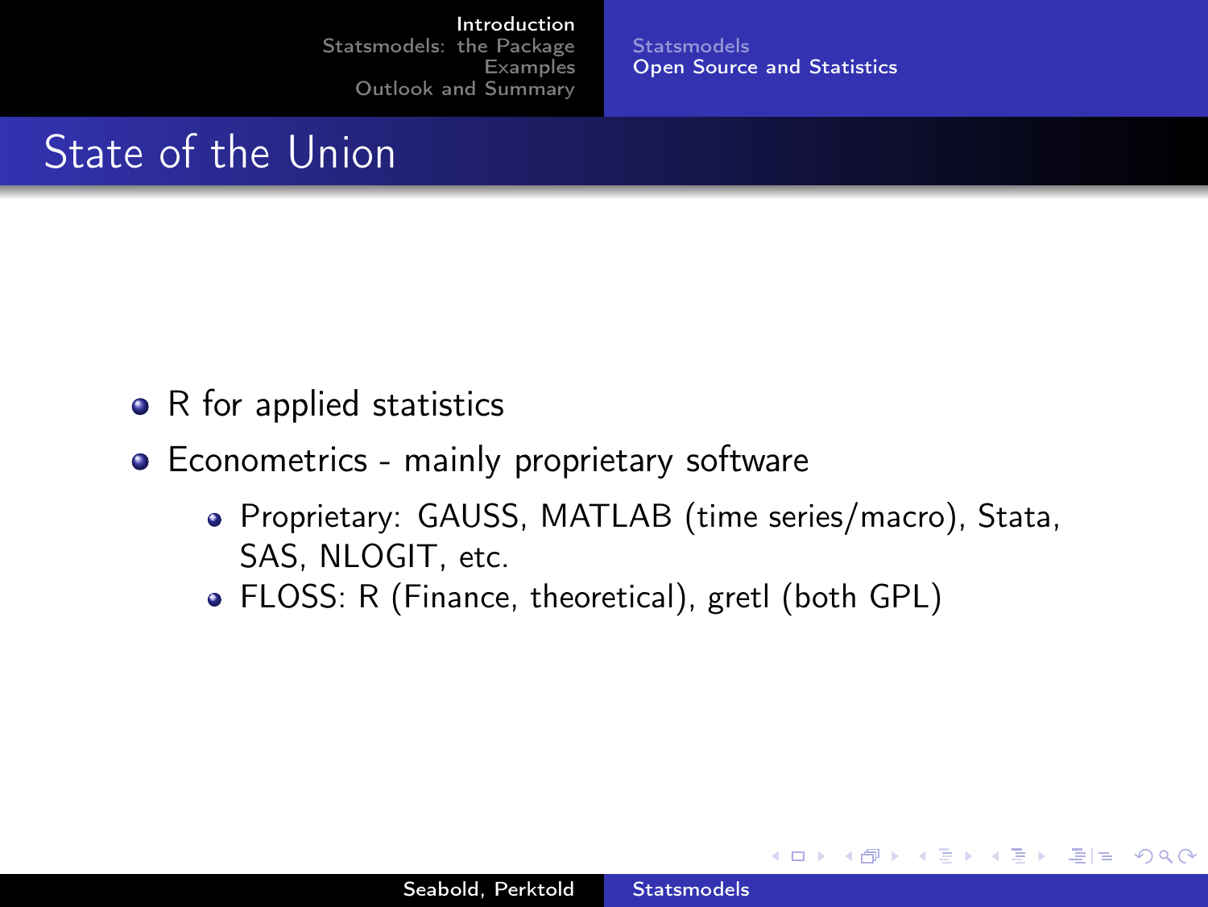## State of the Union

- R for applied statistics
- Econometrics - mainly proprietary software
  - Proprietary: GAUSS, MATLAB (time series/macro), Stata, SAS, NLOGIT, etc.
  - FLOSS: R (Finance, theoretical), gretl (both GPL)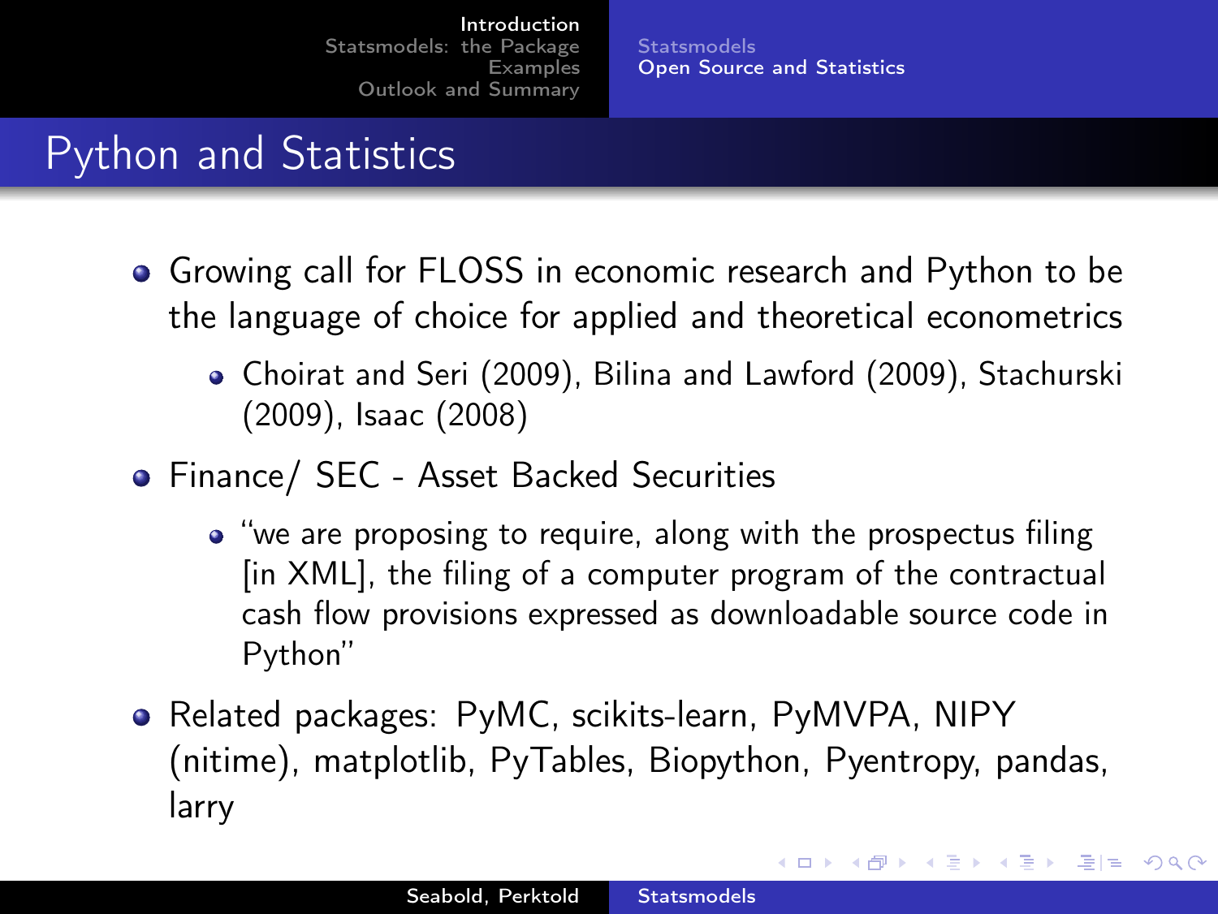# Python and Statistics

- Growing call for FLOSS in economic research and Python to be the language of choice for applied and theoretical econometrics
  - Choirat and Seri (2009), Bilina and Lawford (2009), Stachurski (2009), Isaac (2008)
- Finance/ SEC - Asset Backed Securities
  - "we are proposing to require, along with the prospectus filing [in XML], the filing of a computer program of the contractual cash flow provisions expressed as downloadable source code in Python"
- Related packages: PyMC, scikits-learn, PyMVPA, NIPY (nitime), matplotlib, PyTables, Biopython, Pyentropy, pandas, larry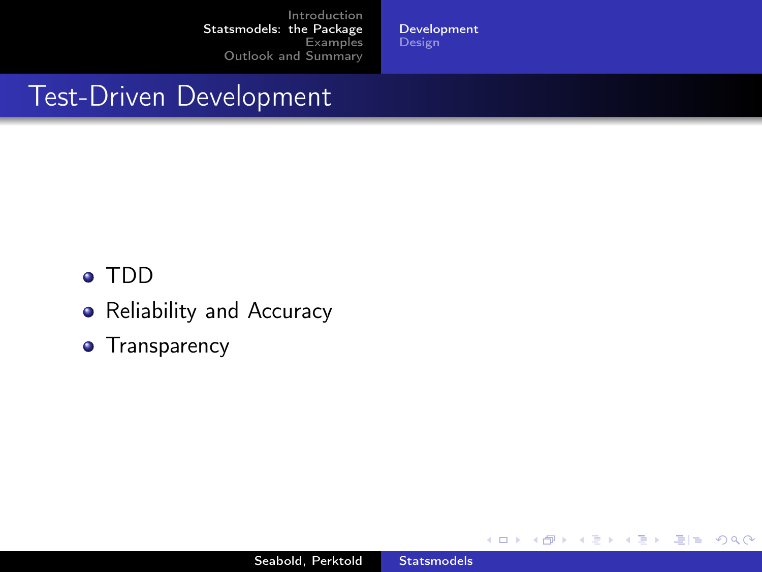# Test-Driven Development

- TDD
- Reliability and Accuracy
- Transparency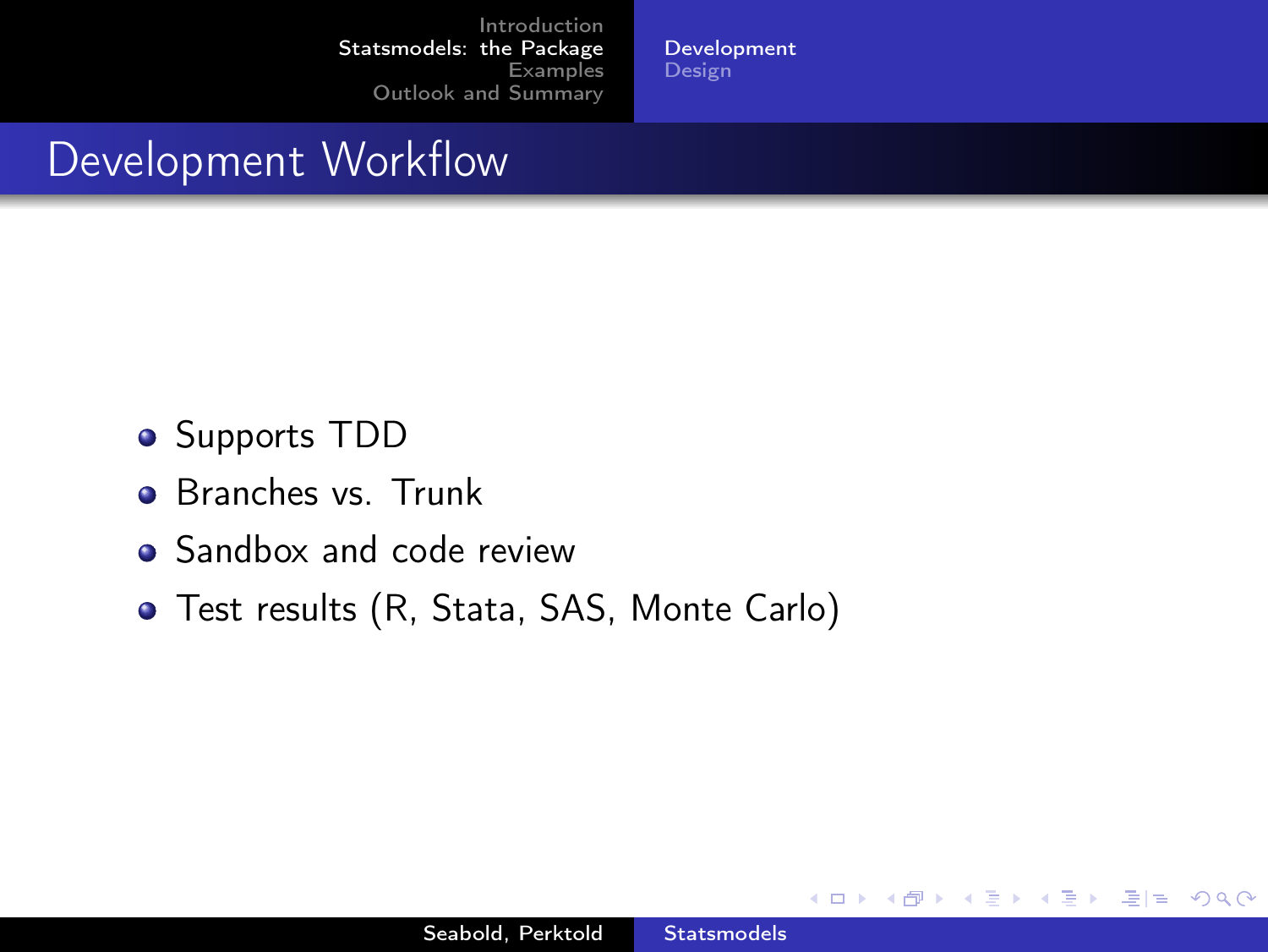# Development Workflow

- Supports TDD
- Branches vs. Trunk
- Sandbox and code review
- Test results (R, Stata, SAS, Monte Carlo)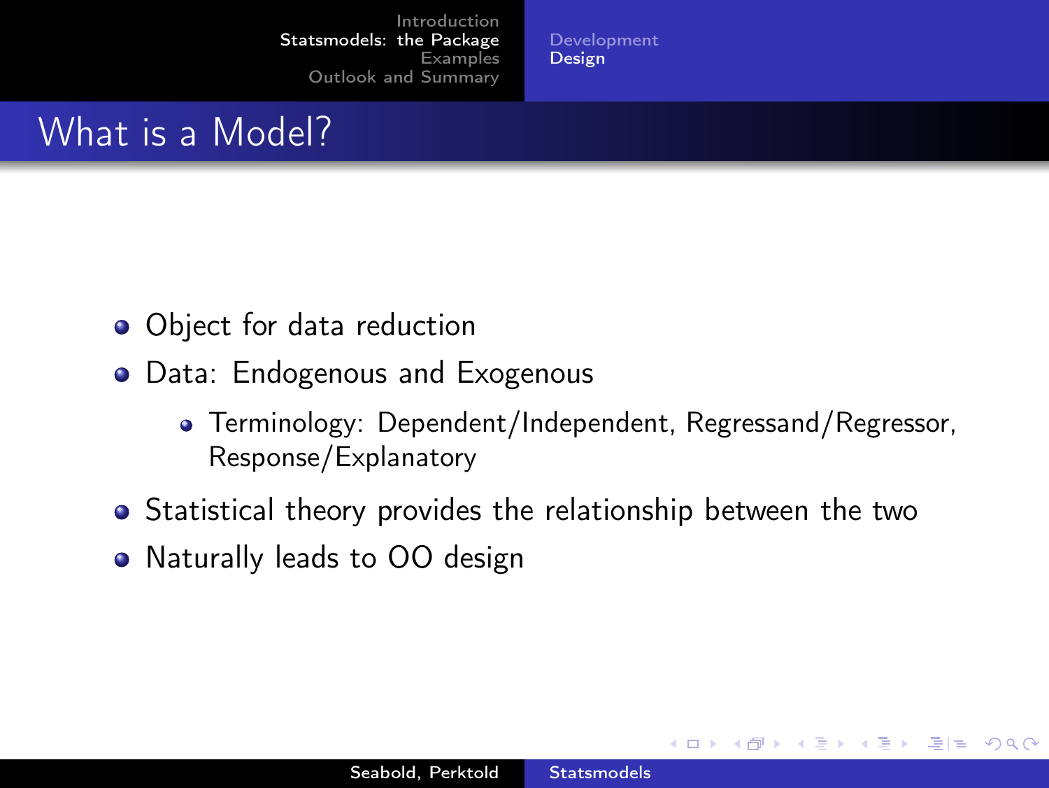# What is a Model?

- Object for data reduction
- Data: Endogenous and Exogenous
  - Terminology: Dependent/Independent, Regressand/Regressor, Response/Explanatory
- Statistical theory provides the relationship between the two
- Naturally leads to OO design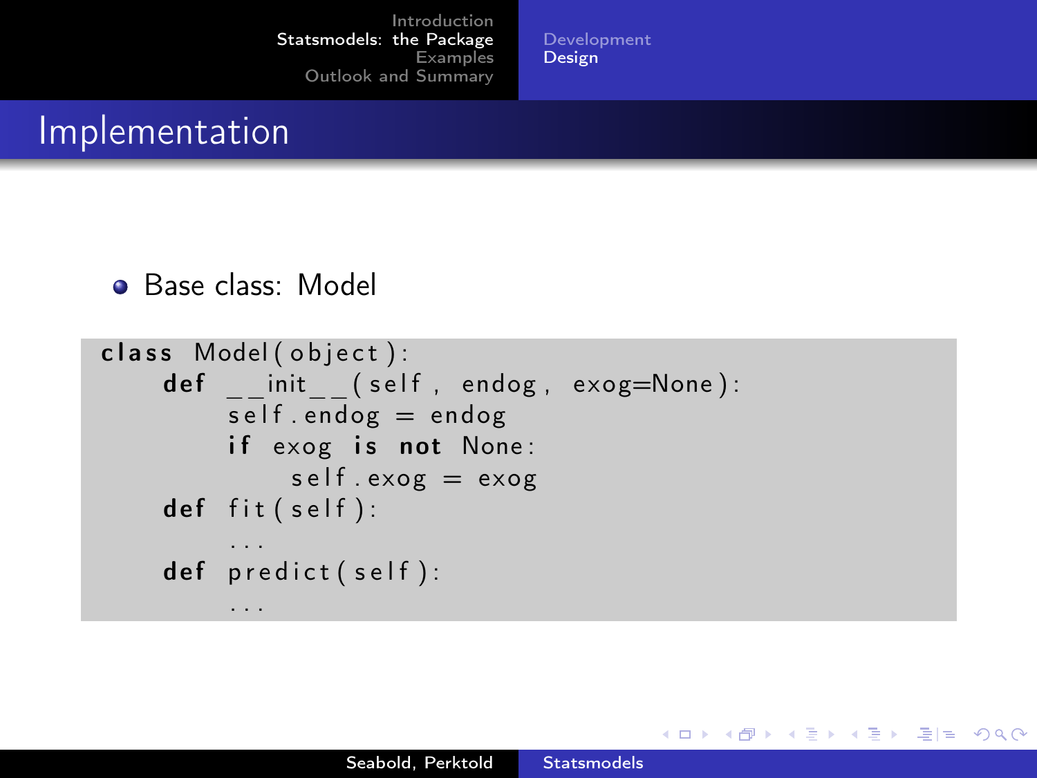# Implementation

- Base class: Model

```
class Model(object):
    def __init__(self, endog, exog=None):
        self.endog = endog
        if exog is not None:
            self.exog = exog
    def fit(self):
        ...
    def predict(self):
        ...
```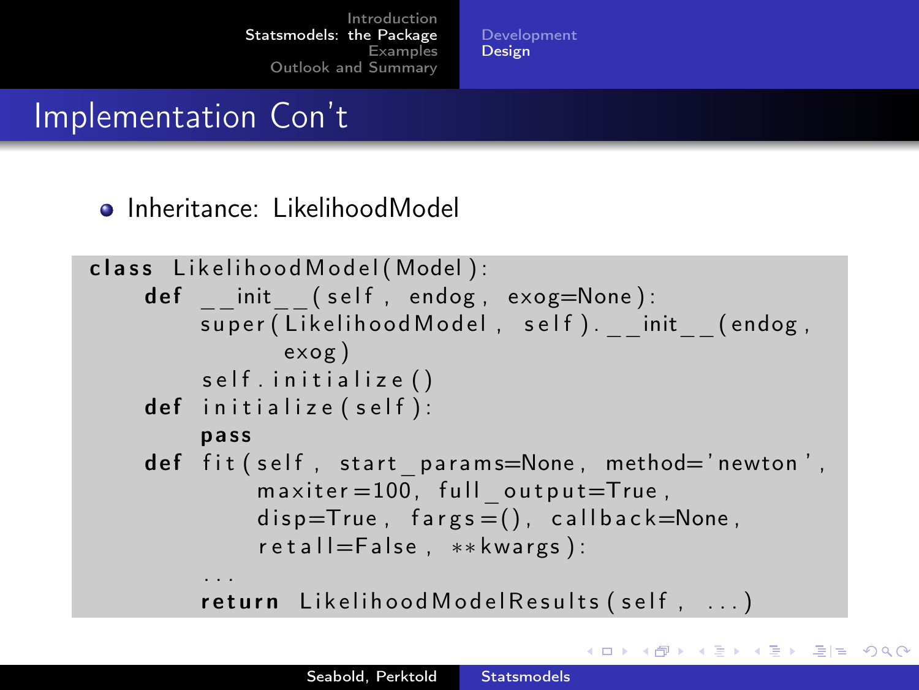# Implementation Con't

- Inheritance: LikelihoodModel

```
class LikelihoodModel(Model):
    def __init__(self, endog, exog=None):
        super(LikelihoodModel, self).__init__(endog,
                exog)
        self.initialize()
    def initialize(self):
        pass
    def fit(self, start_params=None, method='newton',
            maxiter=100, full_output=True,
            disp=True, fargs=(), callback=None,
            retall=False, **kwargs):
        ...
        return LikelihoodModelResults(self, ...)
```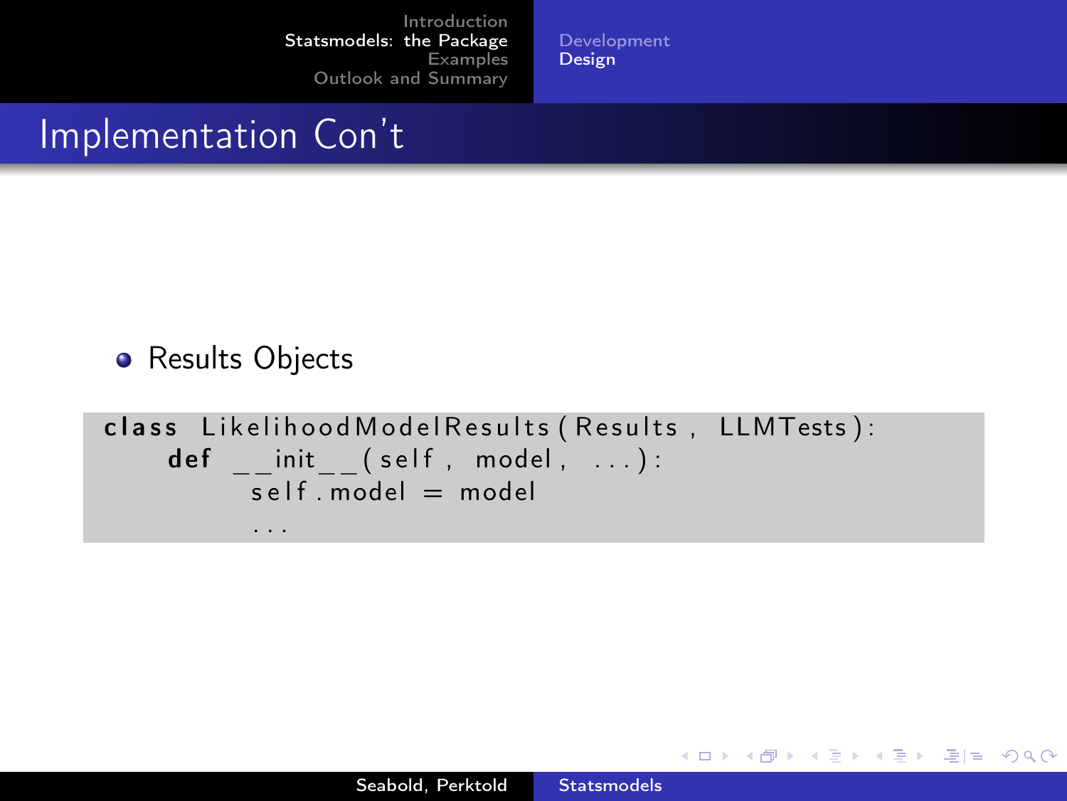# Implementation Con't

- Results Objects

```
class LikelihoodModelResults(Results, LLMTests):
    def __init__(self, model, ...):
        self.model = model
        ...
```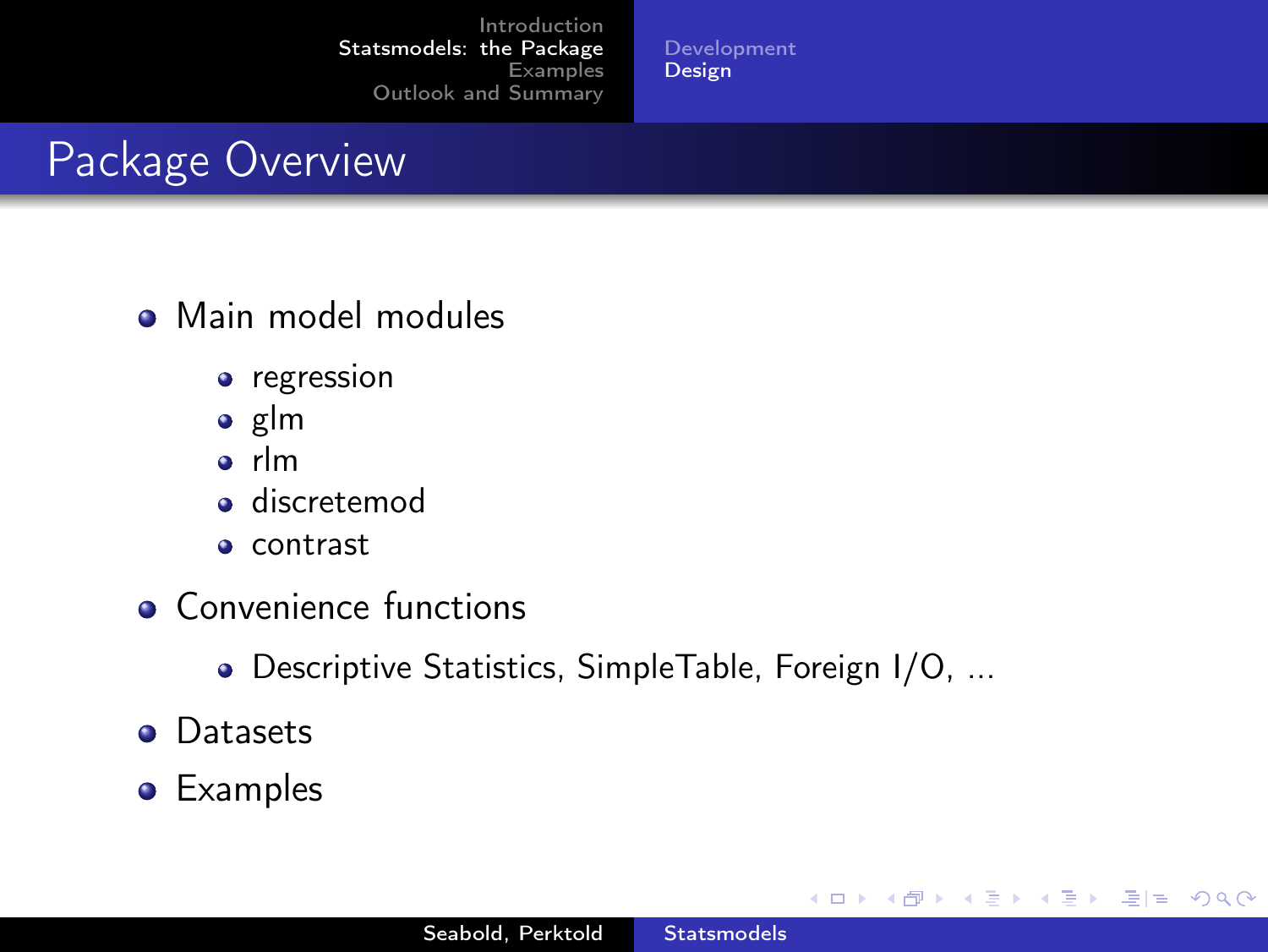# Package Overview

- Main model modules
  - regression
  - glm
  - rlm
  - discretemod
  - contrast
- Convenience functions
  - Descriptive Statistics, SimpleTable, Foreign I/O, ...
- Datasets
- Examples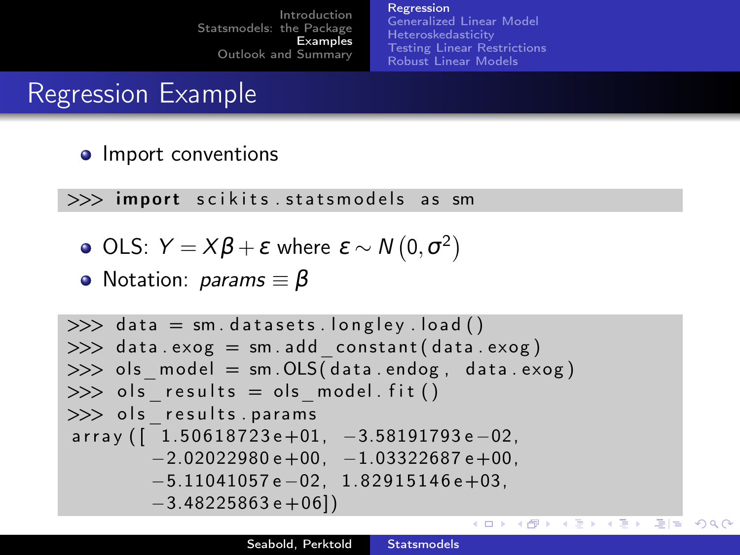## Regression Example

- Import conventions

```
>>> import scikits.statsmodels as sm
```

- OLS: $Y = X\beta + \varepsilon$ where $\varepsilon \sim N\left(0, \sigma^2\right)$
- Notation: $params \equiv \beta$

```
>>> data = sm.datasets.longley.load()
>>> data.exog = sm.add_constant(data.exog)
>>> ols_model = sm.OLS(data.endog, data.exog)
>>> ols_results = ols_model.fit()
>>> ols_results.params
array([ 1.50618723e+01, -3.58191793e-02,
       -2.02022980e+00, -1.03322687e+00,
       -5.11041057e-02,  1.82915146e+03,
       -3.48225863e+06])
```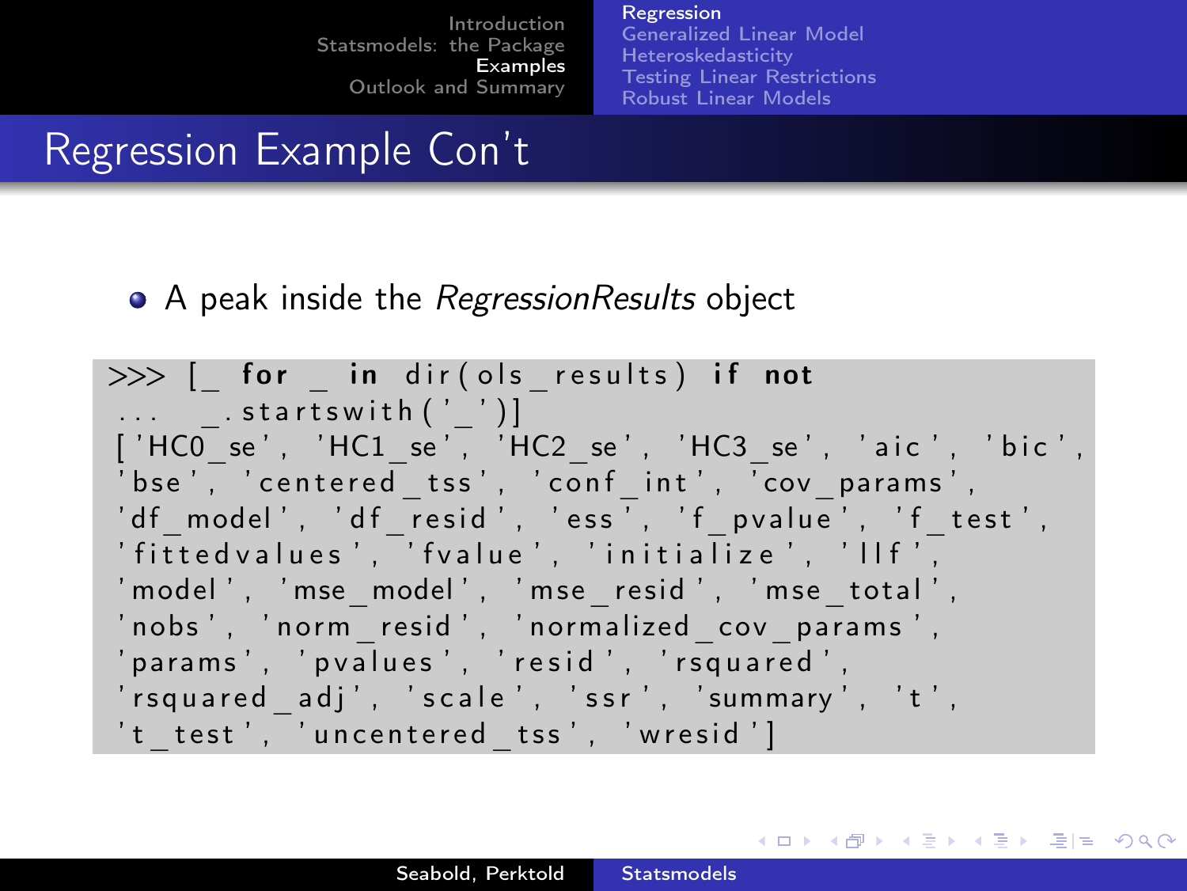# Regression Example Con't

- A peak inside the *RegressionResults* object

```
>>> [_ for _ in dir(ols_results) if not
...     _.startswith('_')]
['HC0_se', 'HC1_se', 'HC2_se', 'HC3_se', 'aic', 'bic',
'bse', 'centered_tss', 'conf_int', 'cov_params',
'df_model', 'df_resid', 'ess', 'f_pvalue', 'f_test',
'fittedvalues', 'fvalue', 'initialize', 'llf',
'model', 'mse_model', 'mse_resid', 'mse_total',
'nobs', 'norm_resid', 'normalized_cov_params',
'params', 'pvalues', 'resid', 'rsquared',
'rsquared_adj', 'scale', 'ssr', 'summary', 't',
't_test', 'uncentered_tss', 'wresid']
```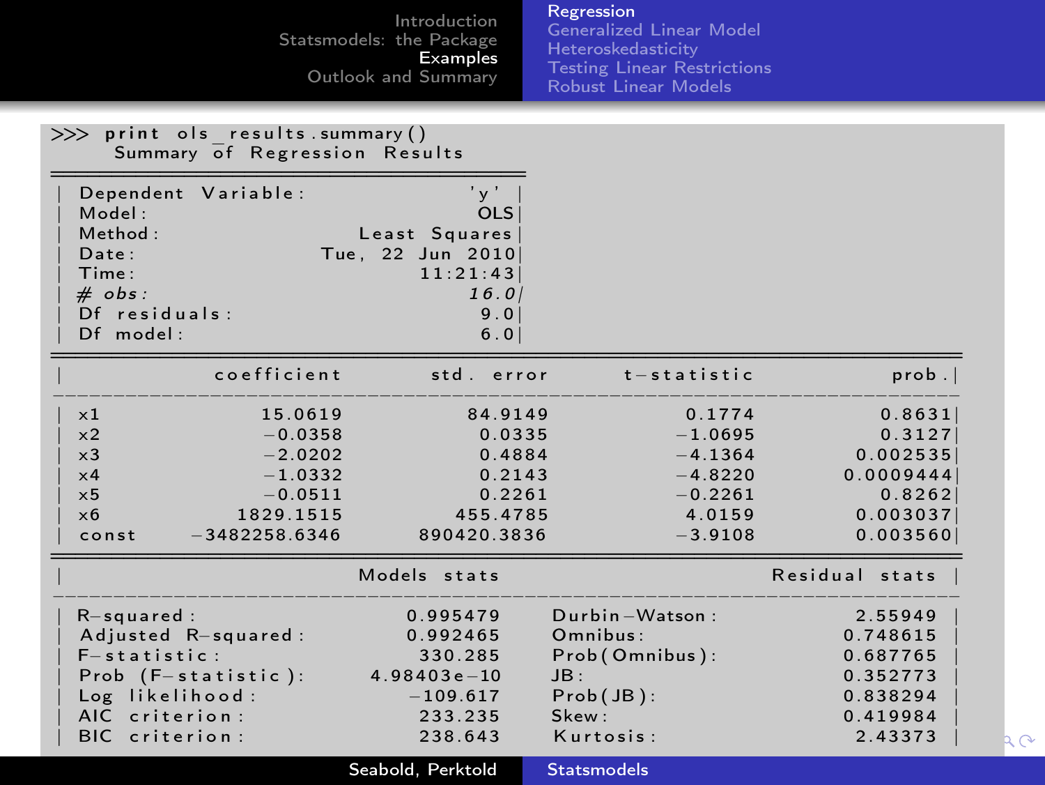```
>>> print ols_results.summary()
     Summary of Regression Results
=======================================
| Dependent Variable:            'y' |
| Model:                          OLS|
| Method:               Least Squares|
| Date:              Tue, 22 Jun 2010|
| Time:                      11:21:43|
| # obs:                         16.0|
| Df residuals:                   9.0|
| Df model:                       6.0|
===========================================================================
|           coefficient      std. error      t-statistic          prob.|
---------------------------------------------------------------------------
| x1             15.0619        84.9149           0.1774           0.8631|
| x2             -0.0358         0.0335          -1.0695           0.3127|
| x3             -2.0202         0.4884          -4.1364         0.002535|
| x4             -1.0332         0.2143          -4.8220        0.0009444|
| x5             -0.0511         0.2261          -0.2261           0.8262|
| x6           1829.1515       455.4785           4.0159         0.003037|
| const    -3482258.6346    890420.3836          -3.9108         0.003560|
===========================================================================
|                    Models stats                      Residual stats |
---------------------------------------------------------------------------
| R-squared:                 0.995479    Durbin-Watson:         2.55949 |
| Adjusted R-squared:        0.992465    Omnibus:              0.748615 |
| F-statistic:                330.285    Prob(Omnibus):        0.687765 |
| Prob (F-statistic):     4.98403e-10    JB:                   0.352773 |
| Log likelihood:            -109.617    Prob(JB):             0.838294 |
| AIC criterion:              233.235    Skew:                 0.419984 |
| BIC criterion:              238.643    Kurtosis:              2.43373 |
```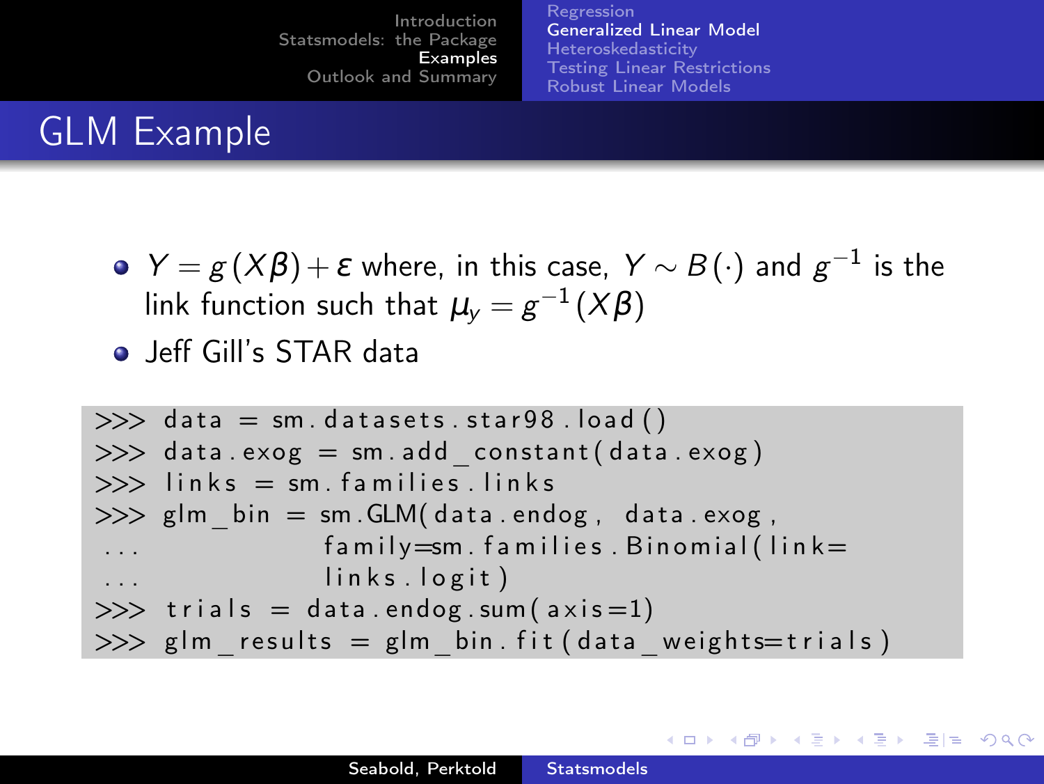# GLM Example

- $Y = g(X\beta) + \varepsilon$ where, in this case, $Y \sim B(\cdot)$ and $g^{-1}$ is the link function such that $\mu_y = g^{-1}(X\beta)$
- Jeff Gill's STAR data

```
>>> data = sm.datasets.star98.load()
>>> data.exog = sm.add_constant(data.exog)
>>> links = sm.families.links
>>> glm_bin = sm.GLM(data.endog, data.exog,
...                  family=sm.families.Binomial(link=
...                  links.logit)
>>> trials = data.endog.sum(axis=1)
>>> glm_results = glm_bin.fit(data_weights=trials)
```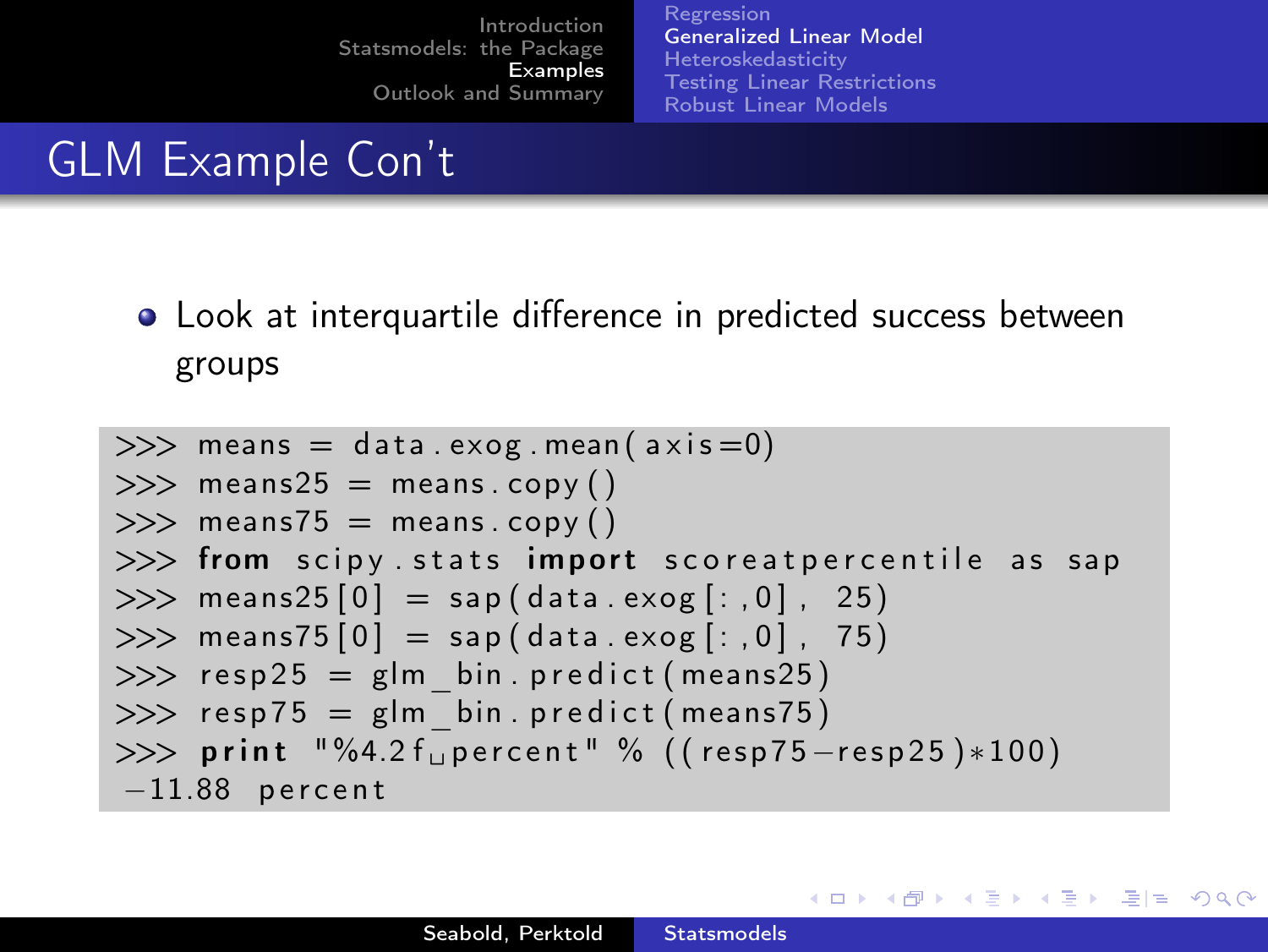# GLM Example Con't

- Look at interquartile difference in predicted success between groups

```
>>> means = data.exog.mean(axis=0)
>>> means25 = means.copy()
>>> means75 = means.copy()
>>> from scipy.stats import scoreatpercentile as sap
>>> means25[0] = sap(data.exog[:,0], 25)
>>> means75[0] = sap(data.exog[:,0], 75)
>>> resp25 = glm_bin.predict(means25)
>>> resp75 = glm_bin.predict(means75)
>>> print "%4.2f percent" % ((resp75-resp25)*100)
-11.88 percent
```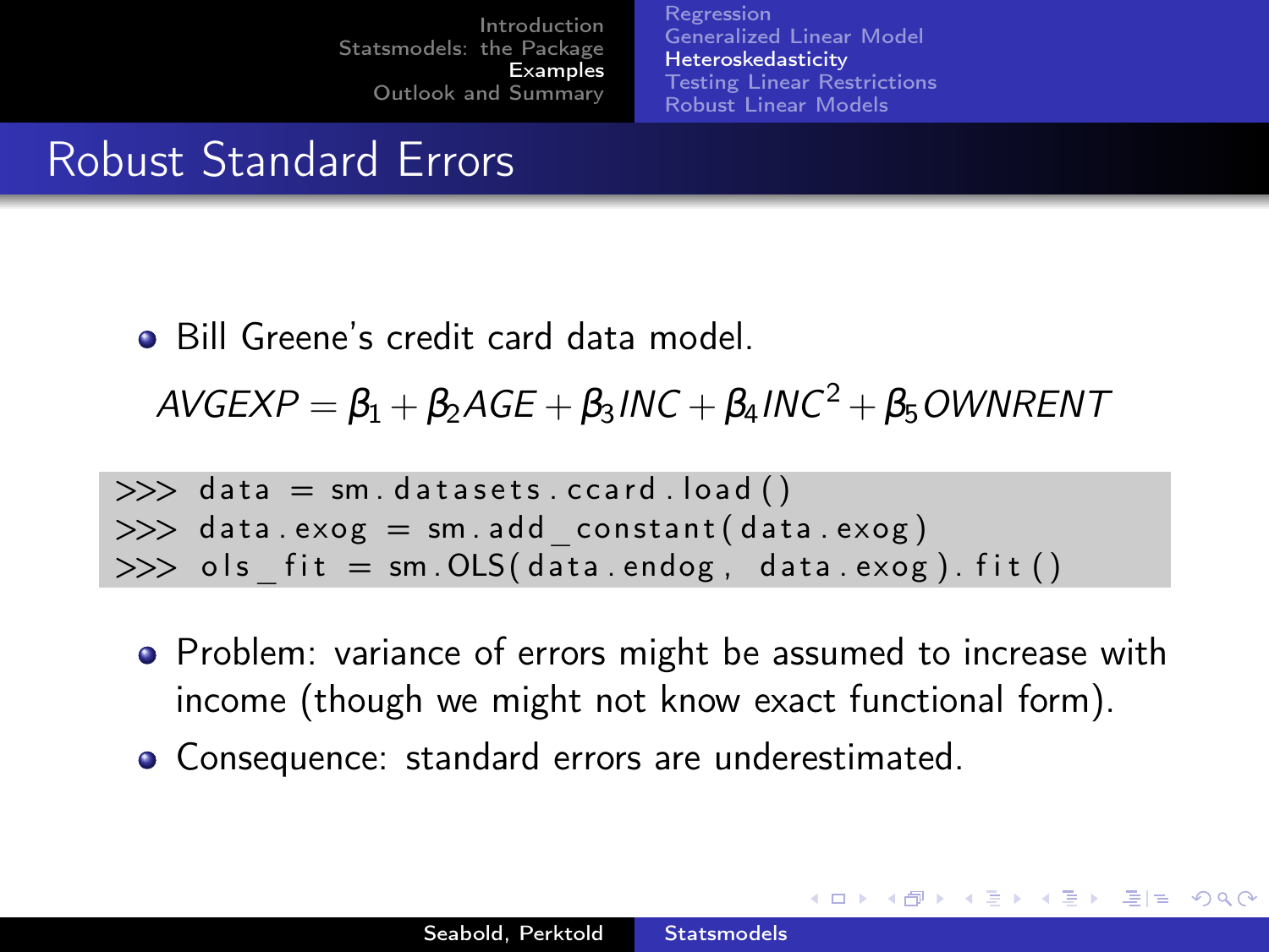# Robust Standard Errors

- Bill Greene's credit card data model.

$$AVGEXP = \beta_1 + \beta_2 AGE + \beta_3 INC + \beta_4 INC^2 + \beta_5 OWNRENT$$

```
>>> data = sm.datasets.ccard.load()
>>> data.exog = sm.add_constant(data.exog)
>>> ols_fit = sm.OLS(data.endog, data.exog).fit()
```

- Problem: variance of errors might be assumed to increase with income (though we might not know exact functional form).
- Consequence: standard errors are underestimated.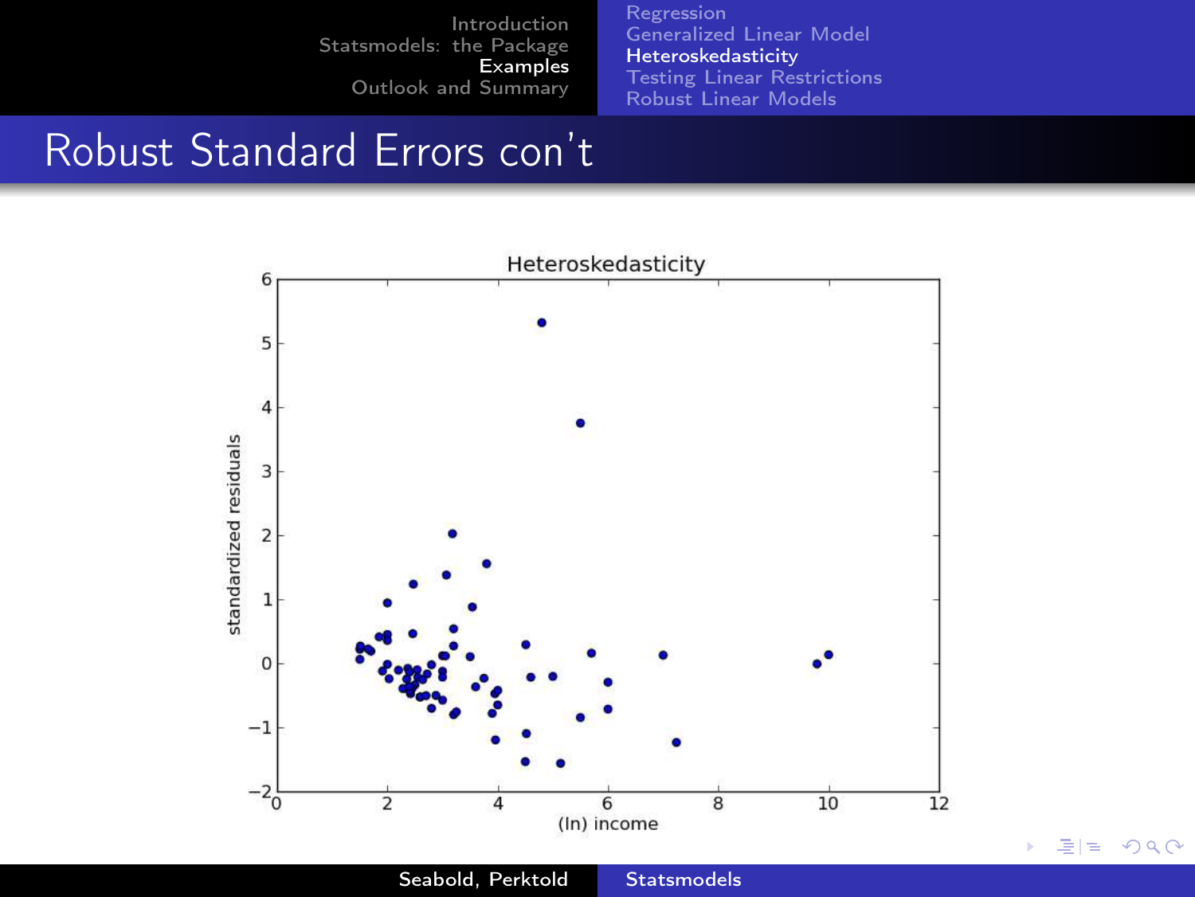# Robust Standard Errors con't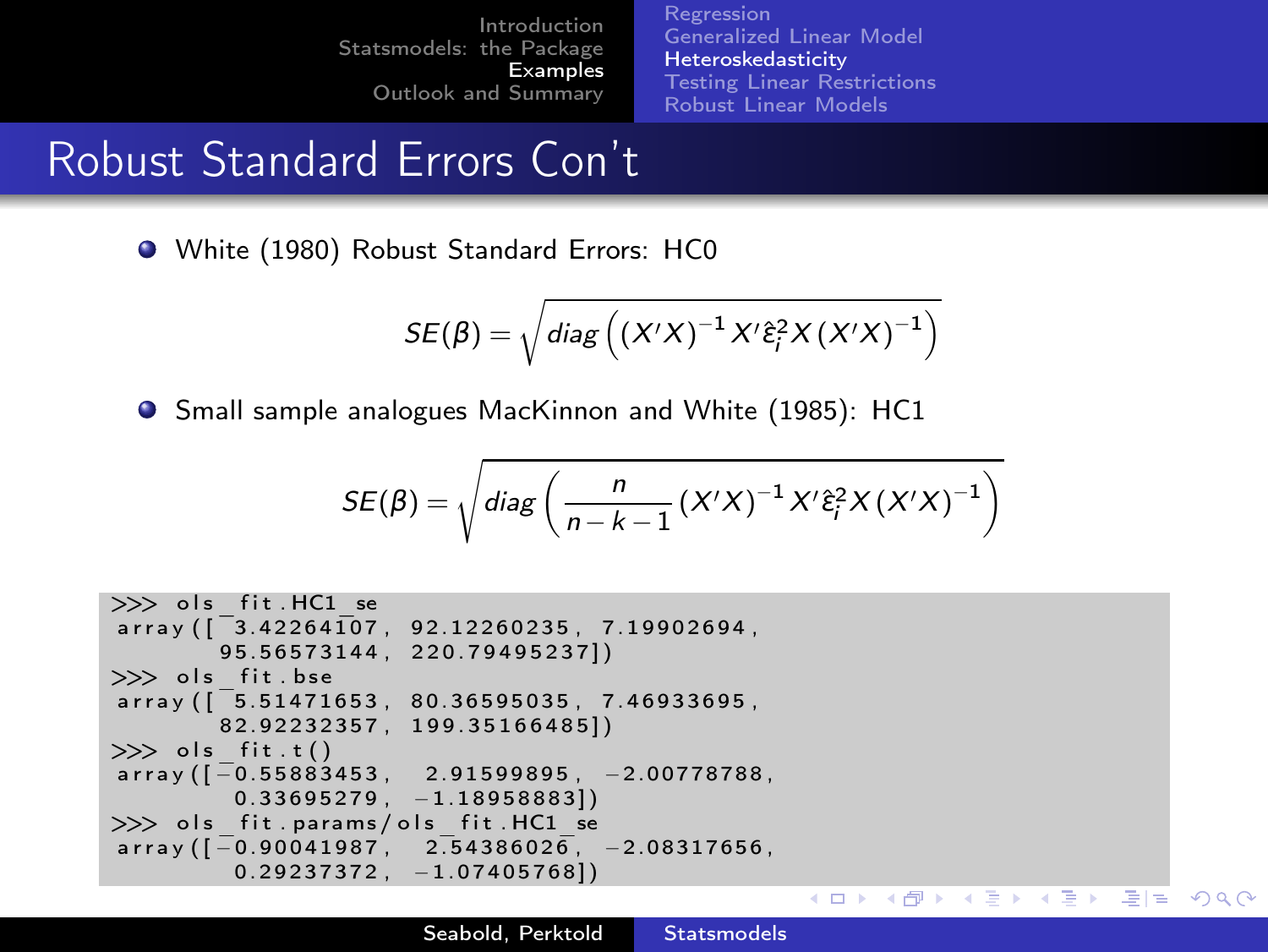## Robust Standard Errors Con't

- White (1980) Robust Standard Errors: HC0

$$SE(\beta) = \sqrt{diag\left((X'X)^{-1} X' \hat{\varepsilon}_i^2 X (X'X)^{-1}\right)}$$

- Small sample analogues MacKinnon and White (1985): HC1

$$SE(\beta) = \sqrt{diag\left(\frac{n}{n-k-1} (X'X)^{-1} X' \hat{\varepsilon}_i^2 X (X'X)^{-1}\right)}$$

```
>>> ols_fit.HC1_se
array([  3.42264107,  92.12260235,  7.19902694,
       95.56573144, 220.79495237])
>>> ols_fit.bse
array([  5.51471653,  80.36595035,  7.46933695,
       82.92232357, 199.35166485])
>>> ols_fit.t()
array([-0.55883453,   2.91599895,  -2.00778788,
        0.33695279,  -1.18958883])
>>> ols_fit.params/ols_fit.HC1_se
array([-0.90041987,   2.54386026,  -2.08317656,
        0.29237372,  -1.07405768])
```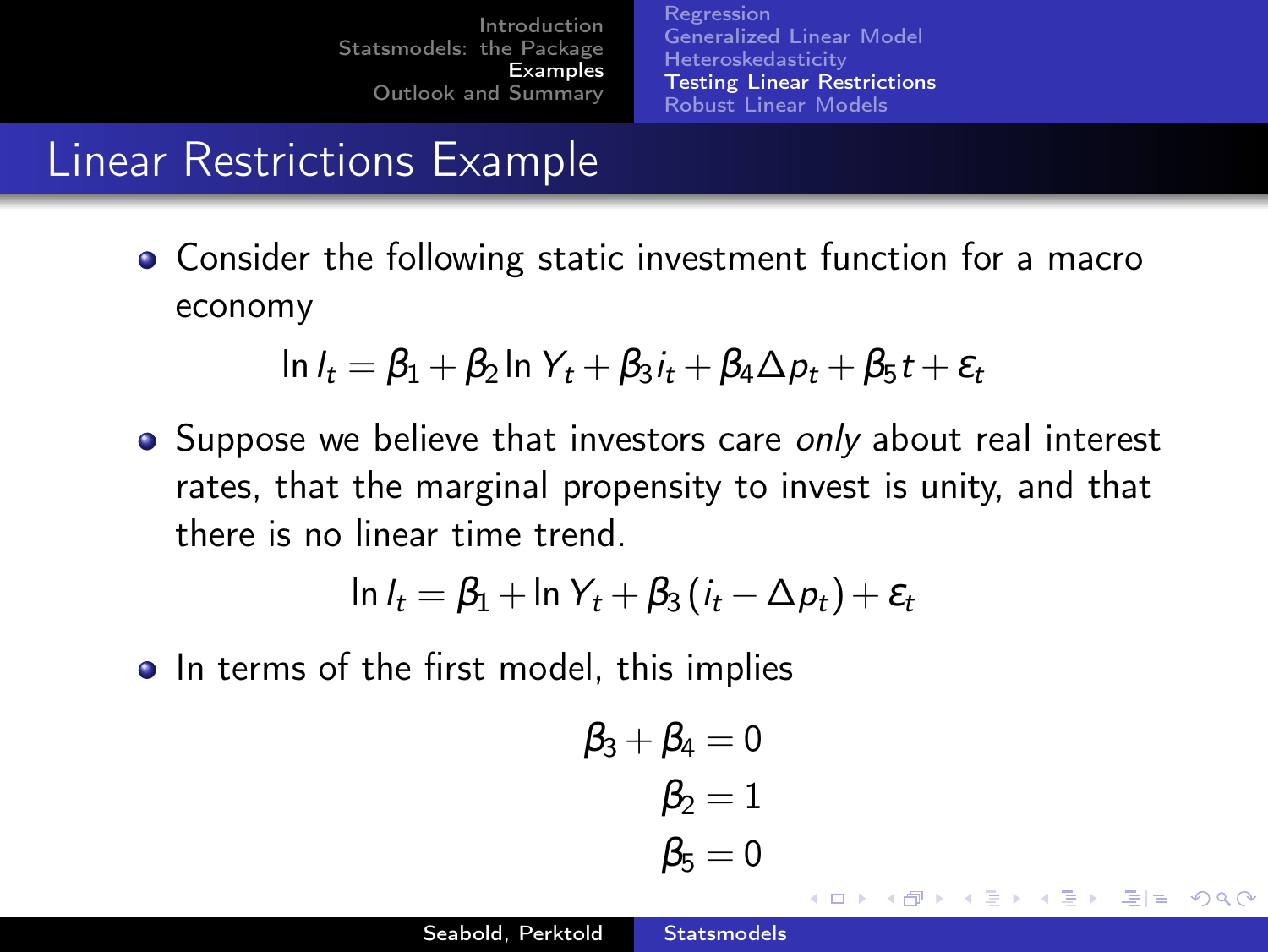# Linear Restrictions Example

- Consider the following static investment function for a macro economy

$$\ln I_t = \beta_1 + \beta_2 \ln Y_t + \beta_3 i_t + \beta_4 \Delta p_t + \beta_5 t + \varepsilon_t$$

- Suppose we believe that investors care *only* about real interest rates, that the marginal propensity to invest is unity, and that there is no linear time trend.

$$\ln I_t = \beta_1 + \ln Y_t + \beta_3 (i_t - \Delta p_t) + \varepsilon_t$$

- In terms of the first model, this implies

$$\beta_3 + \beta_4 = 0$$
$$\beta_2 = 1$$
$$\beta_5 = 0$$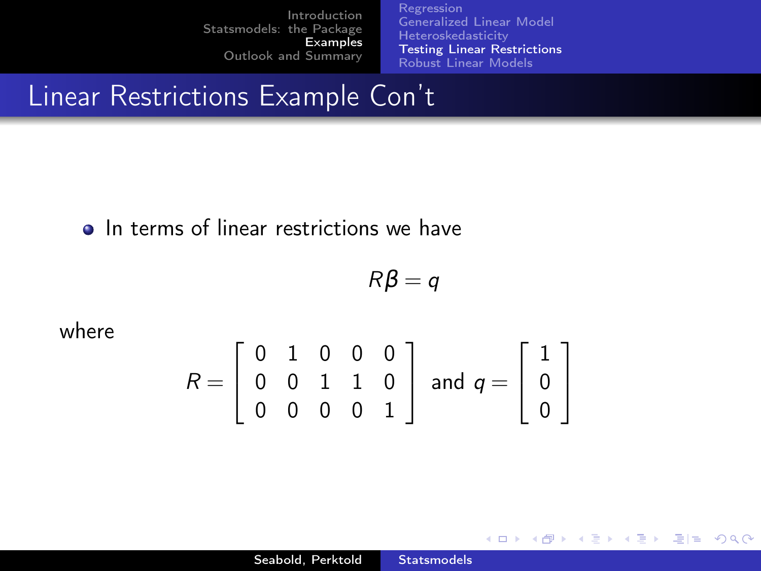## Linear Restrictions Example Con't

- In terms of linear restrictions we have

$$R\beta = q$$

where

$$R = \begin{bmatrix} 0 & 1 & 0 & 0 & 0 \\ 0 & 0 & 1 & 1 & 0 \\ 0 & 0 & 0 & 0 & 1 \end{bmatrix} \text{ and } q = \begin{bmatrix} 1 \\ 0 \\ 0 \end{bmatrix}$$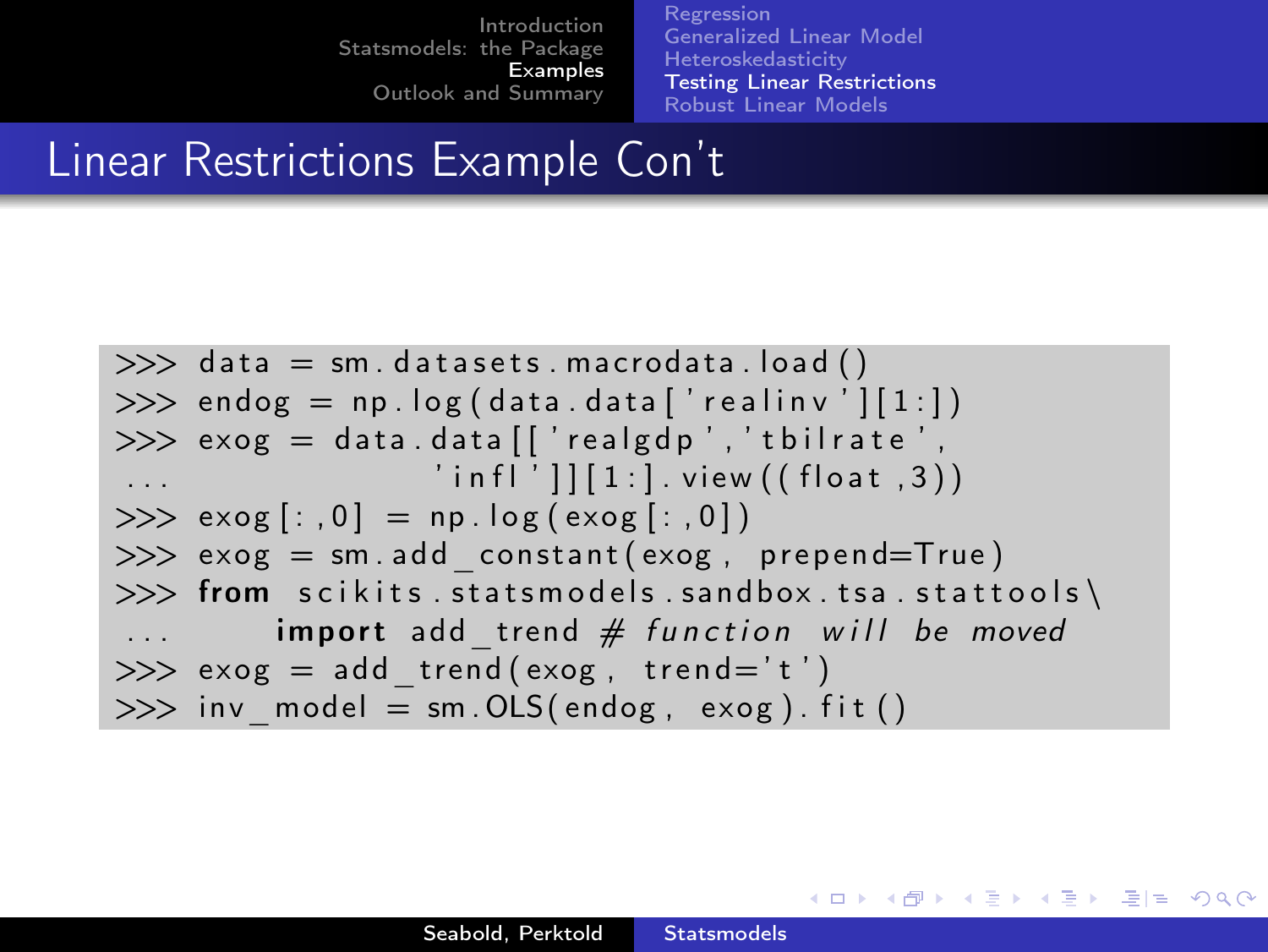# Linear Restrictions Example Con't

```
>>> data = sm.datasets.macrodata.load()
>>> endog = np.log(data.data['realinv'][1:])
>>> exog = data.data[['realgdp','tbilrate',
...                   'infl']][1:].view((float,3))
>>> exog[:,0] = np.log(exog[:,0])
>>> exog = sm.add_constant(exog, prepend=True)
>>> from scikits.statsmodels.sandbox.tsa.stattools\
...      import add_trend # function will be moved
>>> exog = add_trend(exog, trend='t')
>>> inv_model = sm.OLS(endog, exog).fit()
```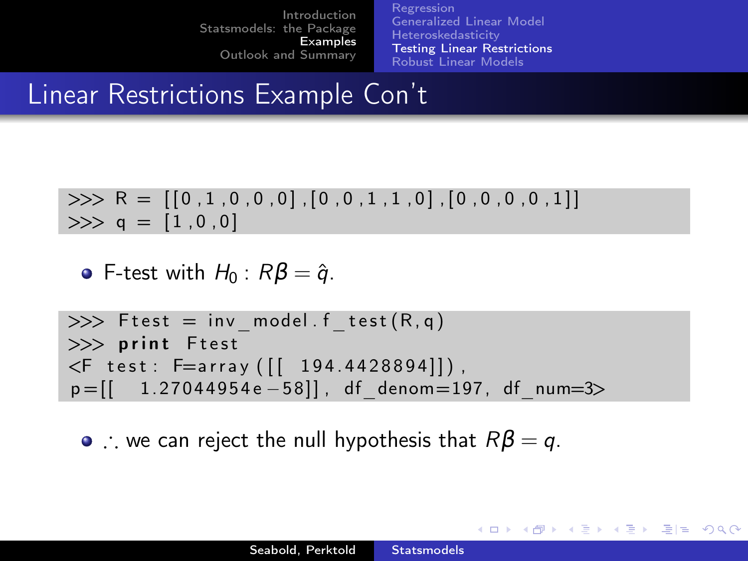# Linear Restrictions Example Con't

```
>>> R = [[0,1,0,0,0],[0,0,1,1,0],[0,0,0,0,1]]
>>> q = [1,0,0]
```

- F-test with $H_0 : R\boldsymbol{\beta} = \hat{q}$.

```
>>> Ftest = inv_model.f_test(R,q)
>>> print Ftest
<F test: F=array([[ 194.4428894]]),
p=[[  1.27044954e-58]], df_denom=197, df_num=3>
```

- $\therefore$ we can reject the null hypothesis that $R\boldsymbol{\beta} = q$.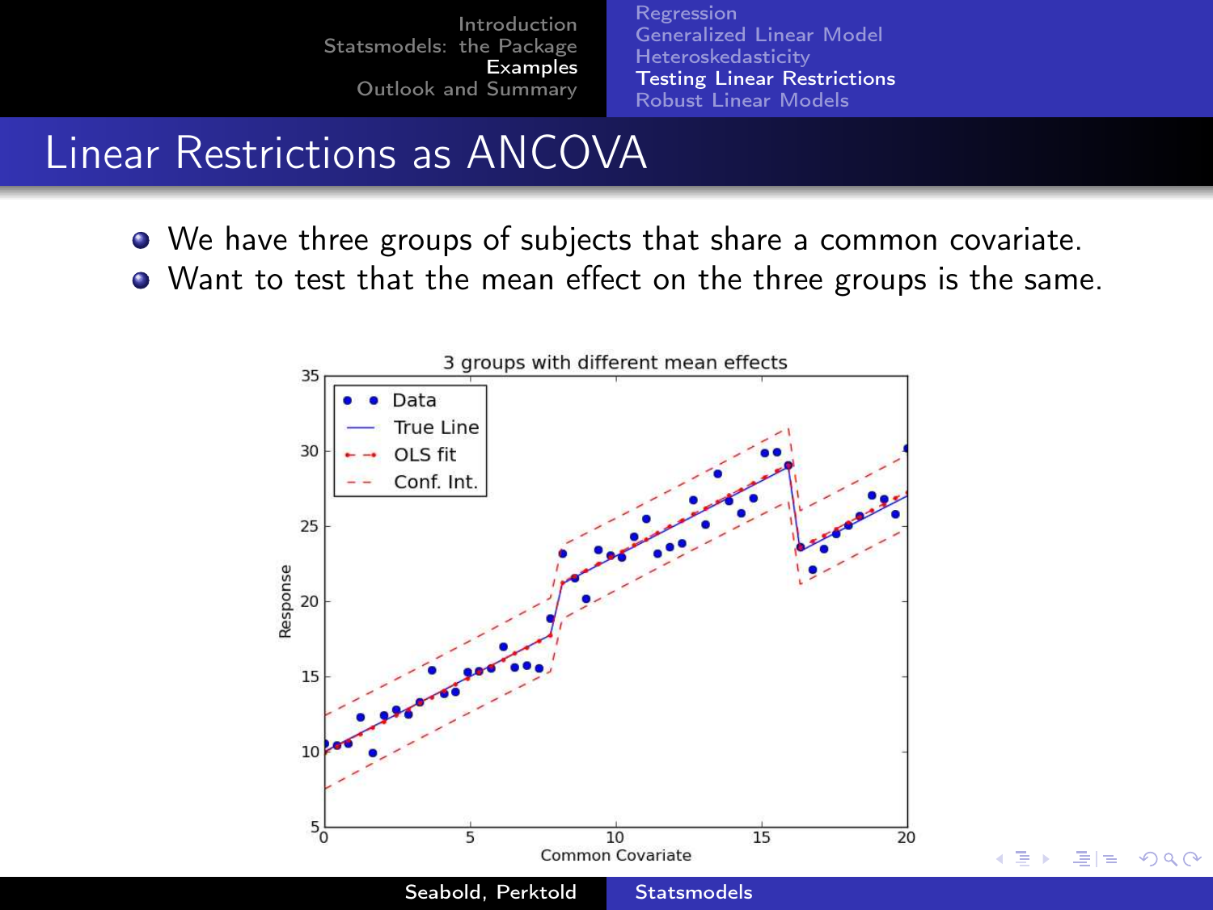# Linear Restrictions as ANCOVA

- We have three groups of subjects that share a common covariate.
- Want to test that the mean effect on the three groups is the same.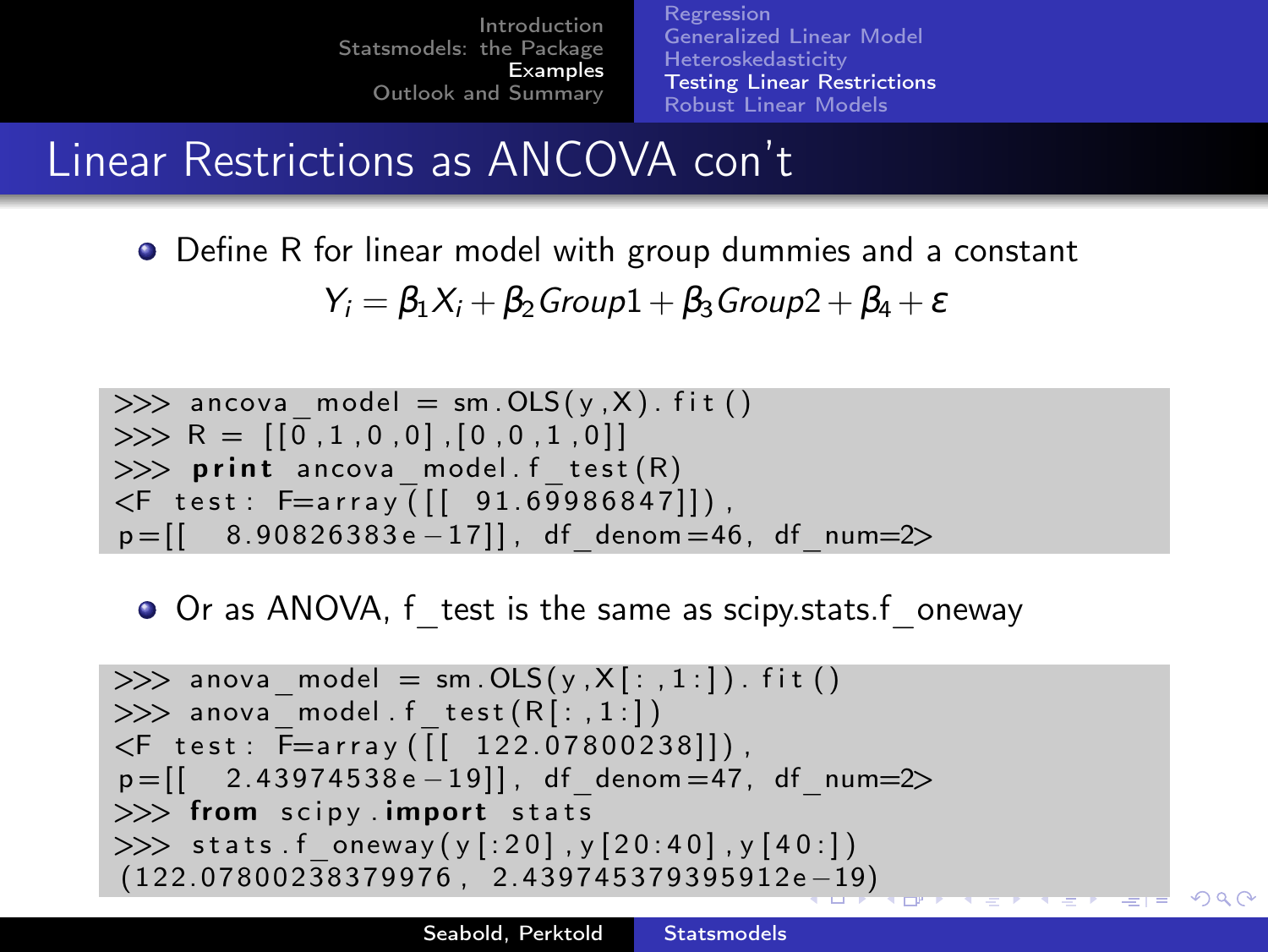# Linear Restrictions as ANCOVA con't

- Define R for linear model with group dummies and a constant

$$Y_i = \beta_1 X_i + \beta_2 Group1 + \beta_3 Group2 + \beta_4 + \varepsilon$$

```
>>> ancova_model = sm.OLS(y,X).fit()
>>> R = [[0,1,0,0],[0,0,1,0]]
>>> print ancova_model.f_test(R)
<F test: F=array([[ 91.69986847]]),
p=[[ 8.90826383e-17]], df_denom=46, df_num=2>
```

- Or as ANOVA, f_test is the same as scipy.stats.f_oneway

```
>>> anova_model = sm.OLS(y,X[:,1:]).fit()
>>> anova_model.f_test(R[:,1:])
<F test: F=array([[ 122.07800238]]),
p=[[ 2.43974538e-19]], df_denom=47, df_num=2>
>>> from scipy.import stats
>>> stats.f_oneway(y[:20],y[20:40],y[40:])
(122.07800238379976, 2.439745379395912e-19)
```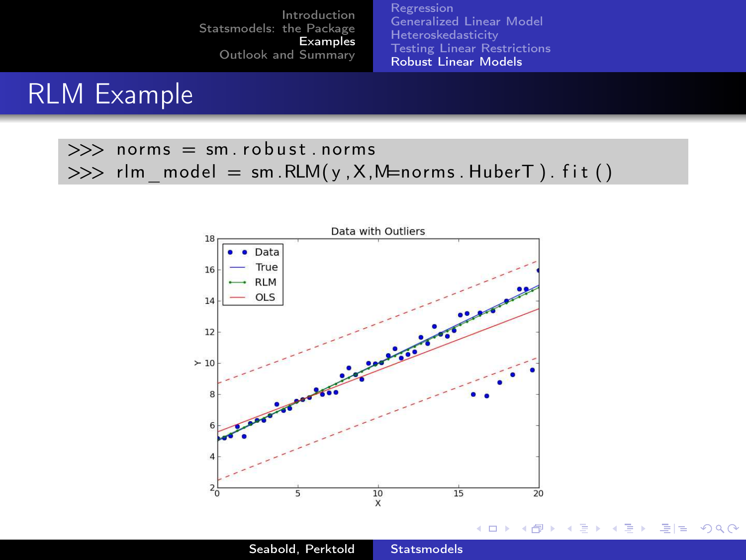# RLM Example

```
>>> norms = sm.robust.norms
>>> rlm_model = sm.RLM(y,X,M=norms.HuberT).fit()
```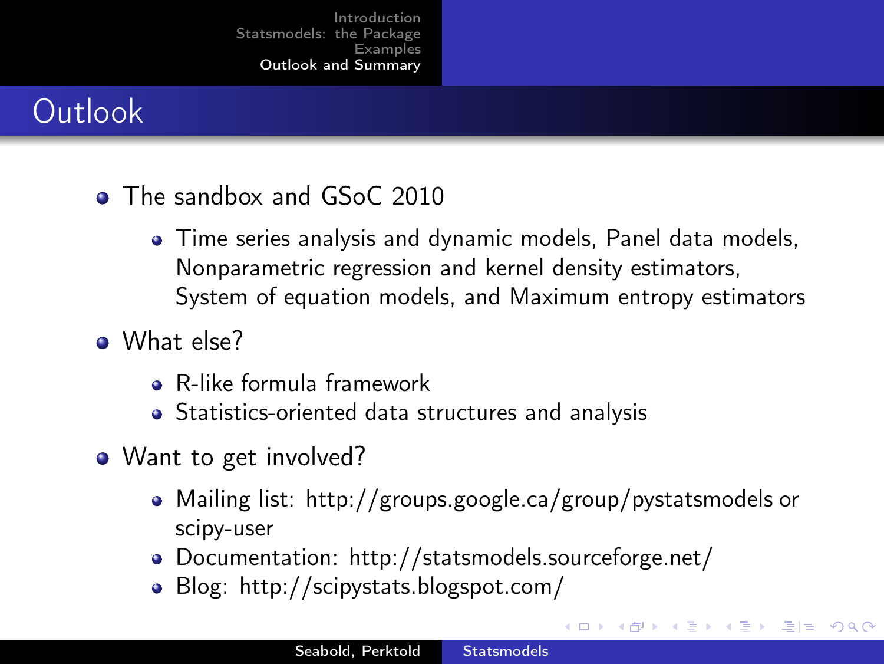# Outlook

- The sandbox and GSoC 2010
  - Time series analysis and dynamic models, Panel data models, Nonparametric regression and kernel density estimators, System of equation models, and Maximum entropy estimators
- What else?
  - R-like formula framework
  - Statistics-oriented data structures and analysis
- Want to get involved?
  - Mailing list: http://groups.google.ca/group/pystatsmodels or scipy-user
  - Documentation: http://statsmodels.sourceforge.net/
  - Blog: http://scipystats.blogspot.com/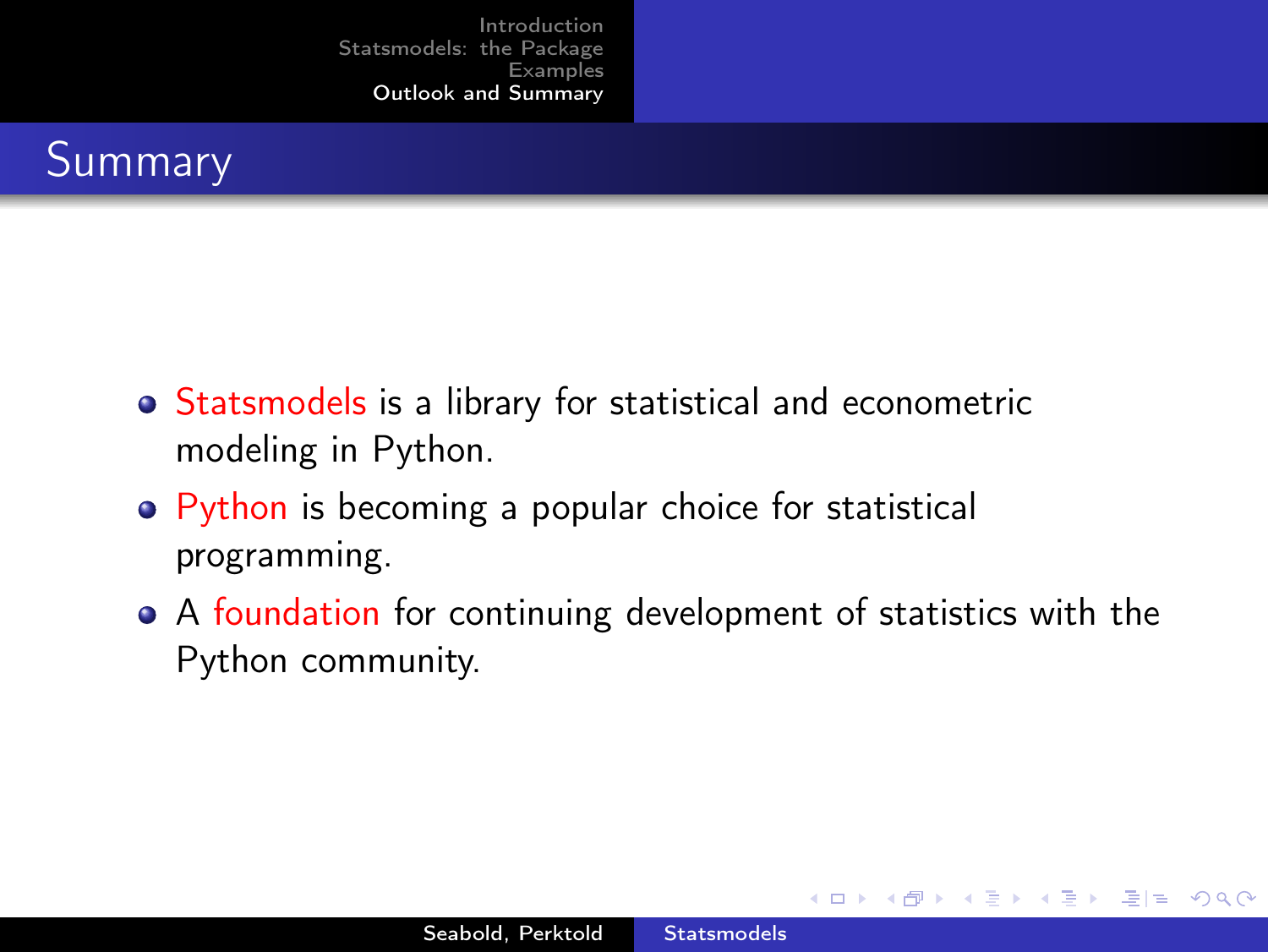## Summary

- Statsmodels is a library for statistical and econometric modeling in Python.
- Python is becoming a popular choice for statistical programming.
- A foundation for continuing development of statistics with the Python community.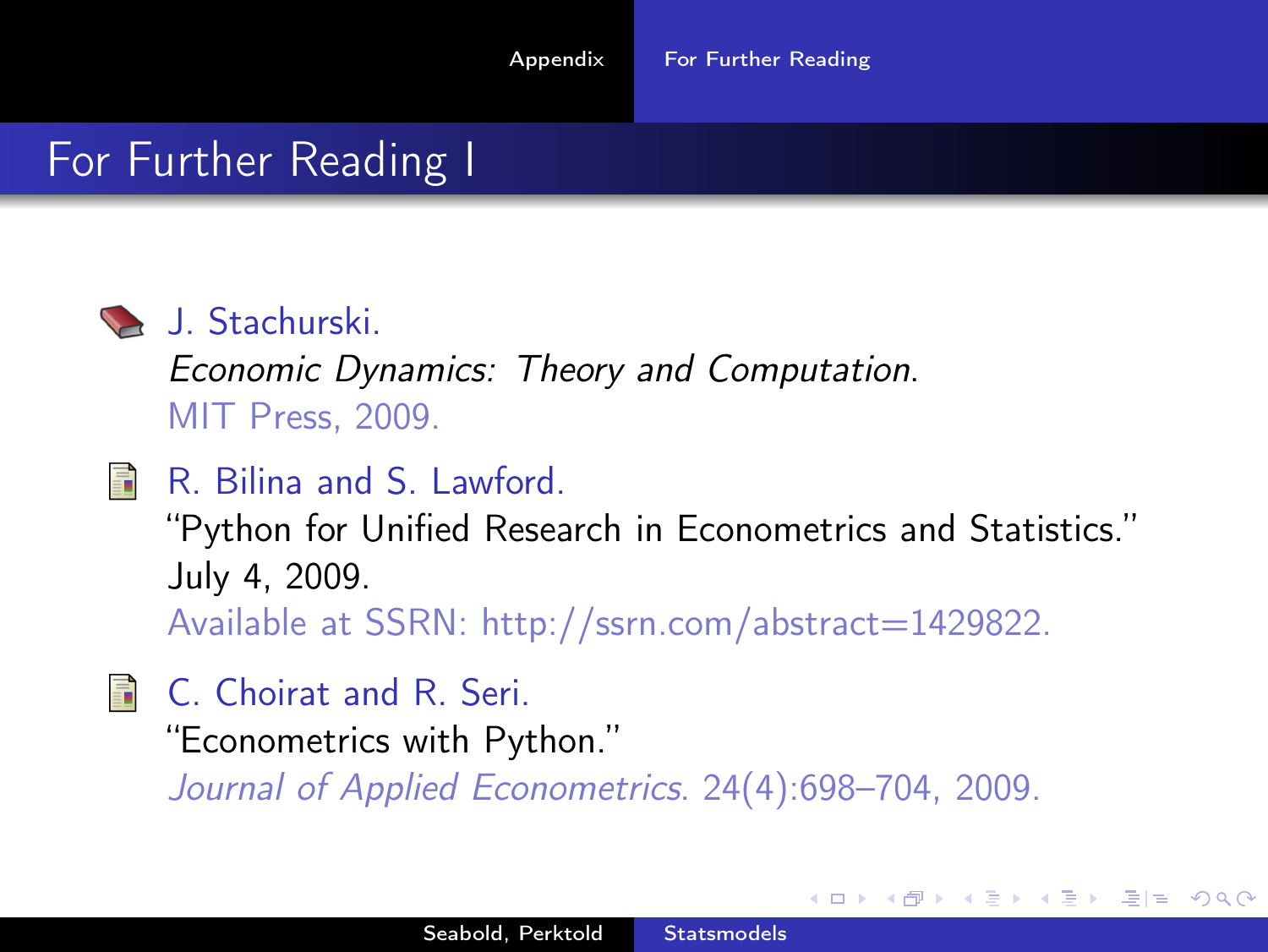# For Further Reading I

- J. Stachurski.
  *Economic Dynamics: Theory and Computation.*
  MIT Press, 2009.

- R. Bilina and S. Lawford.
  "Python for Unified Research in Econometrics and Statistics."
  July 4, 2009.
  Available at SSRN: http://ssrn.com/abstract=1429822.

- C. Choirat and R. Seri.
  "Econometrics with Python."
  *Journal of Applied Econometrics.* 24(4):698–704, 2009.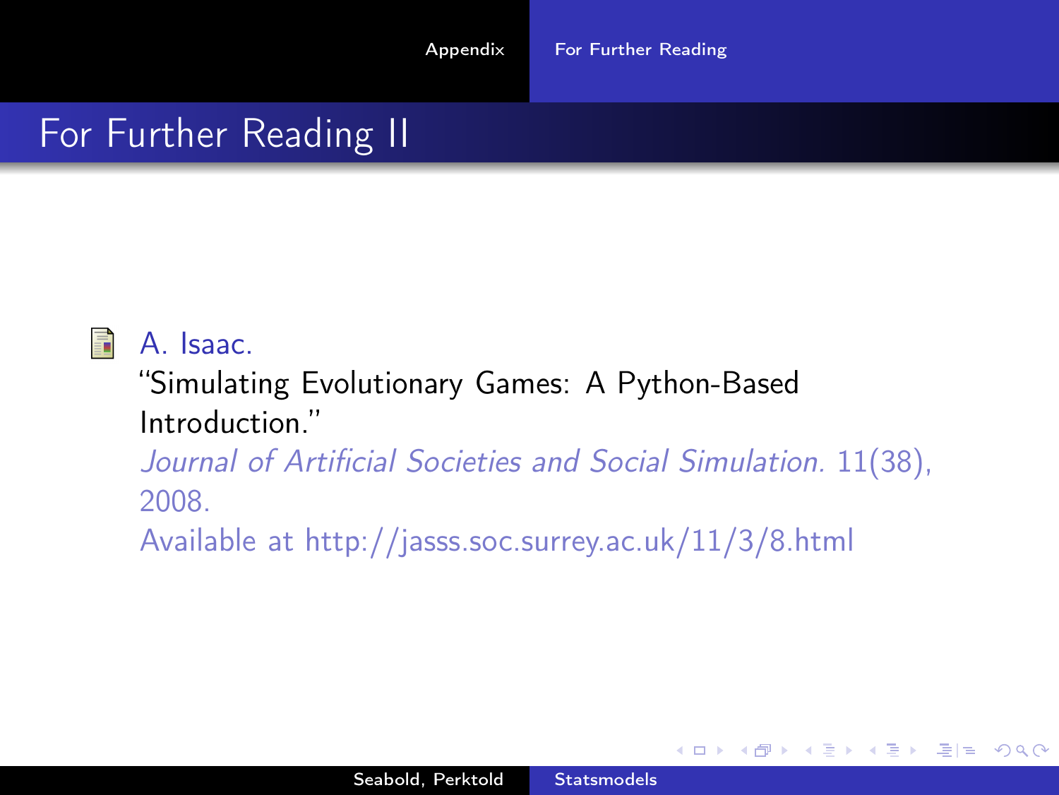## For Further Reading II

A. Isaac.
"Simulating Evolutionary Games: A Python-Based Introduction."
*Journal of Artificial Societies and Social Simulation.* 11(38), 2008.
Available at http://jasss.soc.surrey.ac.uk/11/3/8.html